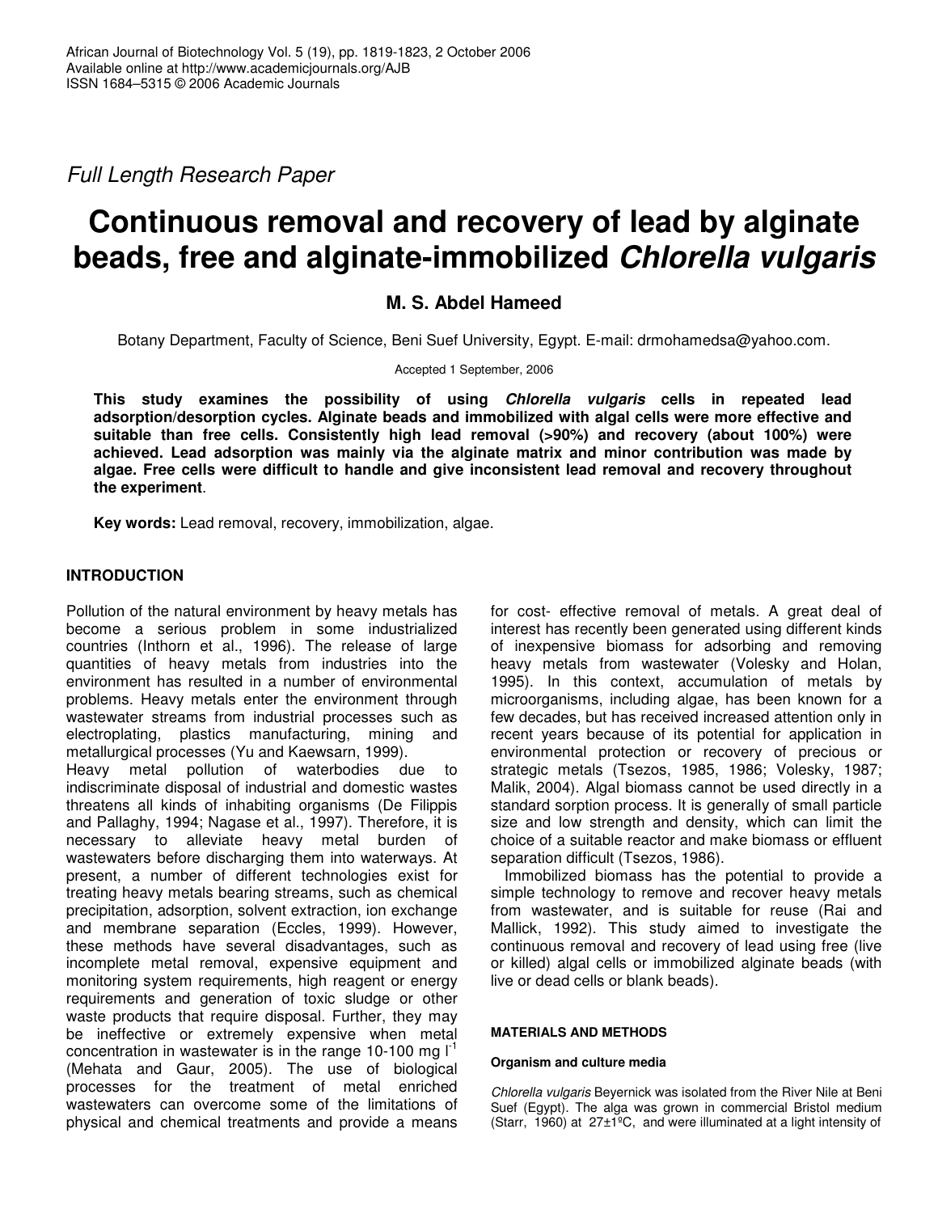*Full Length Research Paper*

# Continuous removal and recovery of lead by alginate beads, free and alginate-immobilized *Chlorella vulgaris*

**M. S. Abdel Hameed**

Botany Department, Faculty of Science, Beni Suef University, Egypt. E-mail: drmohamedsa@yahoo.com.

Accepted 1 September, 2006

**This study examines the possibility of using *Chlorella vulgaris* cells in repeated lead adsorption/desorption cycles. Alginate beads and immobilized with algal cells were more effective and suitable than free cells. Consistently high lead removal (>90%) and recovery (about 100%) were achieved. Lead adsorption was mainly via the alginate matrix and minor contribution was made by algae. Free cells were difficult to handle and give inconsistent lead removal and recovery throughout the experiment.**

**Key words:** Lead removal, recovery, immobilization, algae.

## INTRODUCTION

Pollution of the natural environment by heavy metals has become a serious problem in some industrialized countries (Inthorn et al., 1996). The release of large quantities of heavy metals from industries into the environment has resulted in a number of environmental problems. Heavy metals enter the environment through wastewater streams from industrial processes such as electroplating, plastics manufacturing, mining and metallurgical processes (Yu and Kaewsarn, 1999).

Heavy metal pollution of waterbodies due to indiscriminate disposal of industrial and domestic wastes threatens all kinds of inhabiting organisms (De Filippis and Pallaghy, 1994; Nagase et al., 1997). Therefore, it is necessary to alleviate heavy metal burden of wastewaters before discharging them into waterways. At present, a number of different technologies exist for treating heavy metals bearing streams, such as chemical precipitation, adsorption, solvent extraction, ion exchange and membrane separation (Eccles, 1999). However, these methods have several disadvantages, such as incomplete metal removal, expensive equipment and monitoring system requirements, high reagent or energy requirements and generation of toxic sludge or other waste products that require disposal. Further, they may be ineffective or extremely expensive when metal concentration in wastewater is in the range 10-100 mg $l^{-1}$ (Mehata and Gaur, 2005). The use of biological processes for the treatment of metal enriched wastewaters can overcome some of the limitations of physical and chemical treatments and provide a means for cost- effective removal of metals. A great deal of interest has recently been generated using different kinds of inexpensive biomass for adsorbing and removing heavy metals from wastewater (Volesky and Holan, 1995). In this context, accumulation of metals by microorganisms, including algae, has been known for a few decades, but has received increased attention only in recent years because of its potential for application in environmental protection or recovery of precious or strategic metals (Tsezos, 1985, 1986; Volesky, 1987; Malik, 2004). Algal biomass cannot be used directly in a standard sorption process. It is generally of small particle size and low strength and density, which can limit the choice of a suitable reactor and make biomass or effluent separation difficult (Tsezos, 1986).

Immobilized biomass has the potential to provide a simple technology to remove and recover heavy metals from wastewater, and is suitable for reuse (Rai and Mallick, 1992). This study aimed to investigate the continuous removal and recovery of lead using free (live or killed) algal cells or immobilized alginate beads (with live or dead cells or blank beads).

## MATERIALS AND METHODS

### Organism and culture media

*Chlorella vulgaris* Beyernick was isolated from the River Nile at Beni Suef (Egypt). The alga was grown in commercial Bristol medium (Starr, 1960) at 27±1ºC, and were illuminated at a light intensity of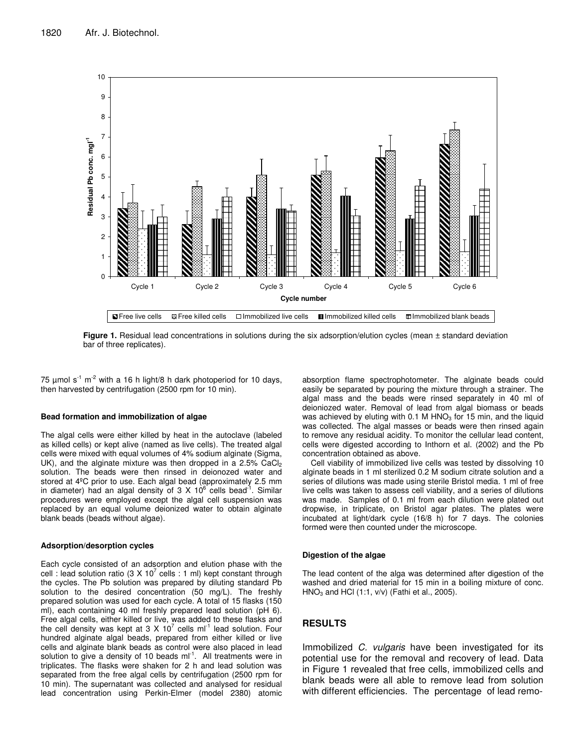**Figure 1.** Residual lead concentrations in solutions during the six adsorption/elution cycles (mean ± standard deviation bar of three replicates).

75 µmol $s^{-1}$ $m^{-2}$ with a 16 h light/8 h dark photoperiod for 10 days, then harvested by centrifugation (2500 rpm for 10 min).

#### Bead formation and immobilization of algae

The algal cells were either killed by heat in the autoclave (labeled as killed cells) or kept alive (named as live cells). The treated algal cells were mixed with equal volumes of 4% sodium alginate (Sigma, UK), and the alginate mixture was then dropped in a 2.5% $CaCl_2$ solution. The beads were then rinsed in deionozed water and stored at 4ºC prior to use. Each algal bead (approximately 2.5 mm in diameter) had an algal density of 3 X $10^6$ cells $bead^{-1}$. Similar procedures were employed except the algal cell suspension was replaced by an equal volume deionized water to obtain alginate blank beads (beads without algae).

#### Adsorption/desorption cycles

Each cycle consisted of an adsorption and elution phase with the cell : lead solution ratio (3 X $10^7$ cells : 1 ml) kept constant through the cycles. The Pb solution was prepared by diluting standard Pb solution to the desired concentration (50 mg/L). The freshly prepared solution was used for each cycle. A total of 15 flasks (150 ml), each containing 40 ml freshly prepared lead solution (pH 6). Free algal cells, either killed or live, was added to these flasks and the cell density was kept at 3 X $10^7$ cells $ml^{-1}$ lead solution. Four hundred alginate algal beads, prepared from either killed or live cells and alginate blank beads as control were also placed in lead solution to give a density of 10 beads $ml^{-1}$. All treatments were in triplicates. The flasks were shaken for 2 h and lead solution was separated from the free algal cells by centrifugation (2500 rpm for 10 min). The supernatant was collected and analysed for residual lead concentration using Perkin-Elmer (model 2380) atomic absorption flame spectrophotometer. The alginate beads could easily be separated by pouring the mixture through a strainer. The algal mass and the beads were rinsed separately in 40 ml of deioniozed water. Removal of lead from algal biomass or beads was achieved by eluting with 0.1 M $HNO_3$ for 15 min, and the liquid was collected. The algal masses or beads were then rinsed again to remove any residual acidity. To monitor the cellular lead content, cells were digested according to Inthorn et al. (2002) and the Pb concentration obtained as above.

Cell viability of immobilized live cells was tested by dissolving 10 alginate beads in 1 ml sterilized 0.2 M sodium citrate solution and a series of dilutions was made using sterile Bristol media. 1 ml of free live cells was taken to assess cell viability, and a series of dilutions was made. Samples of 0.1 ml from each dilution were plated out dropwise, in triplicate, on Bristol agar plates. The plates were incubated at light/dark cycle (16/8 h) for 7 days. The colonies formed were then counted under the microscope.

#### Digestion of the algae

The lead content of the alga was determined after digestion of the washed and dried material for 15 min in a boiling mixture of conc. $HNO_3$ and HCl (1:1, v/v) (Fathi et al., 2005).

## RESULTS

Immobilized *C. vulgaris* have been investigated for its potential use for the removal and recovery of lead. Data in Figure 1 revealed that free cells, immobilized cells and blank beads were all able to remove lead from solution with different efficiencies. The percentage of lead remo-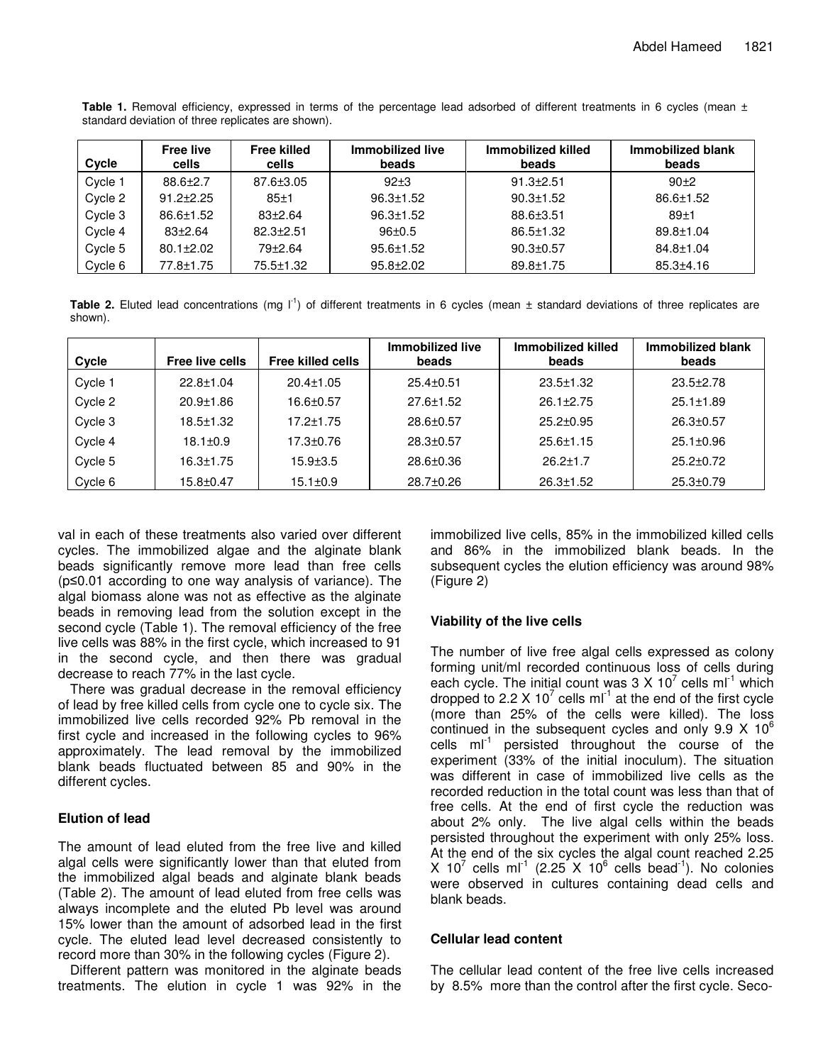**Table 1.** Removal efficiency, expressed in terms of the percentage lead adsorbed of different treatments in 6 cycles (mean ± standard deviation of three replicates are shown).

| Cycle | Free live cells | Free killed cells | Immobilized live beads | Immobilized killed beads | Immobilized blank beads |
|---|---|---|---|---|---|
| Cycle 1 | 88.6±2.7 | 87.6±3.05 | 92±3 | 91.3±2.51 | 90±2 |
| Cycle 2 | 91.2±2.25 | 85±1 | 96.3±1.52 | 90.3±1.52 | 86.6±1.52 |
| Cycle 3 | 86.6±1.52 | 83±2.64 | 96.3±1.52 | 88.6±3.51 | 89±1 |
| Cycle 4 | 83±2.64 | 82.3±2.51 | 96±0.5 | 86.5±1.32 | 89.8±1.04 |
| Cycle 5 | 80.1±2.02 | 79±2.64 | 95.6±1.52 | 90.3±0.57 | 84.8±1.04 |
| Cycle 6 | 77.8±1.75 | 75.5±1.32 | 95.8±2.02 | 89.8±1.75 | 85.3±4.16 |

**Table 2.** Eluted lead concentrations (mg $l^{-1}$) of different treatments in 6 cycles (mean ± standard deviations of three replicates are shown).

| Cycle | Free live cells | Free killed cells | Immobilized live beads | Immobilized killed beads | Immobilized blank beads |
|---|---|---|---|---|---|
| Cycle 1 | 22.8±1.04 | 20.4±1.05 | 25.4±0.51 | 23.5±1.32 | 23.5±2.78 |
| Cycle 2 | 20.9±1.86 | 16.6±0.57 | 27.6±1.52 | 26.1±2.75 | 25.1±1.89 |
| Cycle 3 | 18.5±1.32 | 17.2±1.75 | 28.6±0.57 | 25.2±0.95 | 26.3±0.57 |
| Cycle 4 | 18.1±0.9 | 17.3±0.76 | 28.3±0.57 | 25.6±1.15 | 25.1±0.96 |
| Cycle 5 | 16.3±1.75 | 15.9±3.5 | 28.6±0.36 | 26.2±1.7 | 25.2±0.72 |
| Cycle 6 | 15.8±0.47 | 15.1±0.9 | 28.7±0.26 | 26.3±1.52 | 25.3±0.79 |

val in each of these treatments also varied over different cycles. The immobilized algae and the alginate blank beads significantly remove more lead than free cells ($p \leq 0.01$ according to one way analysis of variance). The algal biomass alone was not as effective as the alginate beads in removing lead from the solution except in the second cycle (Table 1). The removal efficiency of the free live cells was 88% in the first cycle, which increased to 91 in the second cycle, and then there was gradual decrease to reach 77% in the last cycle.

There was gradual decrease in the removal efficiency of lead by free killed cells from cycle one to cycle six. The immobilized live cells recorded 92% Pb removal in the first cycle and increased in the following cycles to 96% approximately. The lead removal by the immobilized blank beads fluctuated between 85 and 90% in the different cycles.

### Elution of lead

The amount of lead eluted from the free live and killed algal cells were significantly lower than that eluted from the immobilized algal beads and alginate blank beads (Table 2). The amount of lead eluted from free cells was always incomplete and the eluted Pb level was around 15% lower than the amount of adsorbed lead in the first cycle. The eluted lead level decreased consistently to record more than 30% in the following cycles (Figure 2).

Different pattern was monitored in the alginate beads treatments. The elution in cycle 1 was 92% in the immobilized live cells, 85% in the immobilized killed cells and 86% in the immobilized blank beads. In the subsequent cycles the elution efficiency was around 98% (Figure 2)

### Viability of the live cells

The number of live free algal cells expressed as colony forming unit/ml recorded continuous loss of cells during each cycle. The initial count was $3 \times 10^{7}$ cells $ml^{-1}$ which dropped to $2.2 \times 10^{7}$ cells $ml^{-1}$ at the end of the first cycle (more than 25% of the cells were killed). The loss continued in the subsequent cycles and only $9.9 \times 10^{6}$ cells $ml^{-1}$ persisted throughout the course of the experiment (33% of the initial inoculum). The situation was different in case of immobilized live cells as the recorded reduction in the total count was less than that of free cells. At the end of first cycle the reduction was about 2% only. The live algal cells within the beads persisted throughout the experiment with only 25% loss. At the end of the six cycles the algal count reached $2.25 \times 10^{7}$ cells $ml^{-1}$ ($2.25 \times 10^{6}$ cells $bead^{-1}$). No colonies were observed in cultures containing dead cells and blank beads.

### Cellular lead content

The cellular lead content of the free live cells increased by 8.5% more than the control after the first cycle. Seco-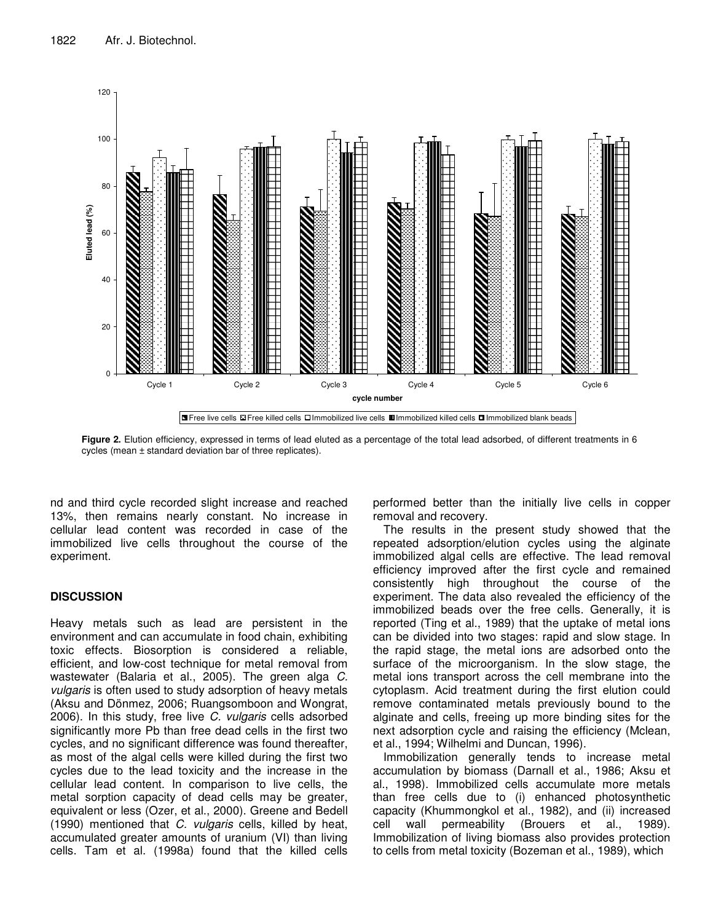**Figure 2.** Elution efficiency, expressed in terms of lead eluted as a percentage of the total lead adsorbed, of different treatments in 6 cycles (mean ± standard deviation bar of three replicates).

nd and third cycle recorded slight increase and reached 13%, then remains nearly constant. No increase in cellular lead content was recorded in case of the immobilized live cells throughout the course of the experiment.

## DISCUSSION

Heavy metals such as lead are persistent in the environment and can accumulate in food chain, exhibiting toxic effects. Biosorption is considered a reliable, efficient, and low-cost technique for metal removal from wastewater (Balaria et al., 2005). The green alga *C. vulgaris* is often used to study adsorption of heavy metals (Aksu and Dönmez, 2006; Ruangsomboon and Wongrat, 2006). In this study, free live *C. vulgaris* cells adsorbed significantly more Pb than free dead cells in the first two cycles, and no significant difference was found thereafter, as most of the algal cells were killed during the first two cycles due to the lead toxicity and the increase in the cellular lead content. In comparison to live cells, the metal sorption capacity of dead cells may be greater, equivalent or less (Ozer, et al., 2000). Greene and Bedell (1990) mentioned that *C. vulgaris* cells, killed by heat, accumulated greater amounts of uranium (VI) than living cells. Tam et al. (1998a) found that the killed cells performed better than the initially live cells in copper removal and recovery.

The results in the present study showed that the repeated adsorption/elution cycles using the alginate immobilized algal cells are effective. The lead removal efficiency improved after the first cycle and remained consistently high throughout the course of the experiment. The data also revealed the efficiency of the immobilized beads over the free cells. Generally, it is reported (Ting et al., 1989) that the uptake of metal ions can be divided into two stages: rapid and slow stage. In the rapid stage, the metal ions are adsorbed onto the surface of the microorganism. In the slow stage, the metal ions transport across the cell membrane into the cytoplasm. Acid treatment during the first elution could remove contaminated metals previously bound to the alginate and cells, freeing up more binding sites for the next adsorption cycle and raising the efficiency (Mclean, et al., 1994; Wilhelmi and Duncan, 1996).

Immobilization generally tends to increase metal accumulation by biomass (Darnall et al., 1986; Aksu et al., 1998). Immobilized cells accumulate more metals than free cells due to (i) enhanced photosynthetic capacity (Khummongkol et al., 1982), and (ii) increased cell wall permeability (Brouers et al., 1989). Immobilization of living biomass also provides protection to cells from metal toxicity (Bozeman et al., 1989), which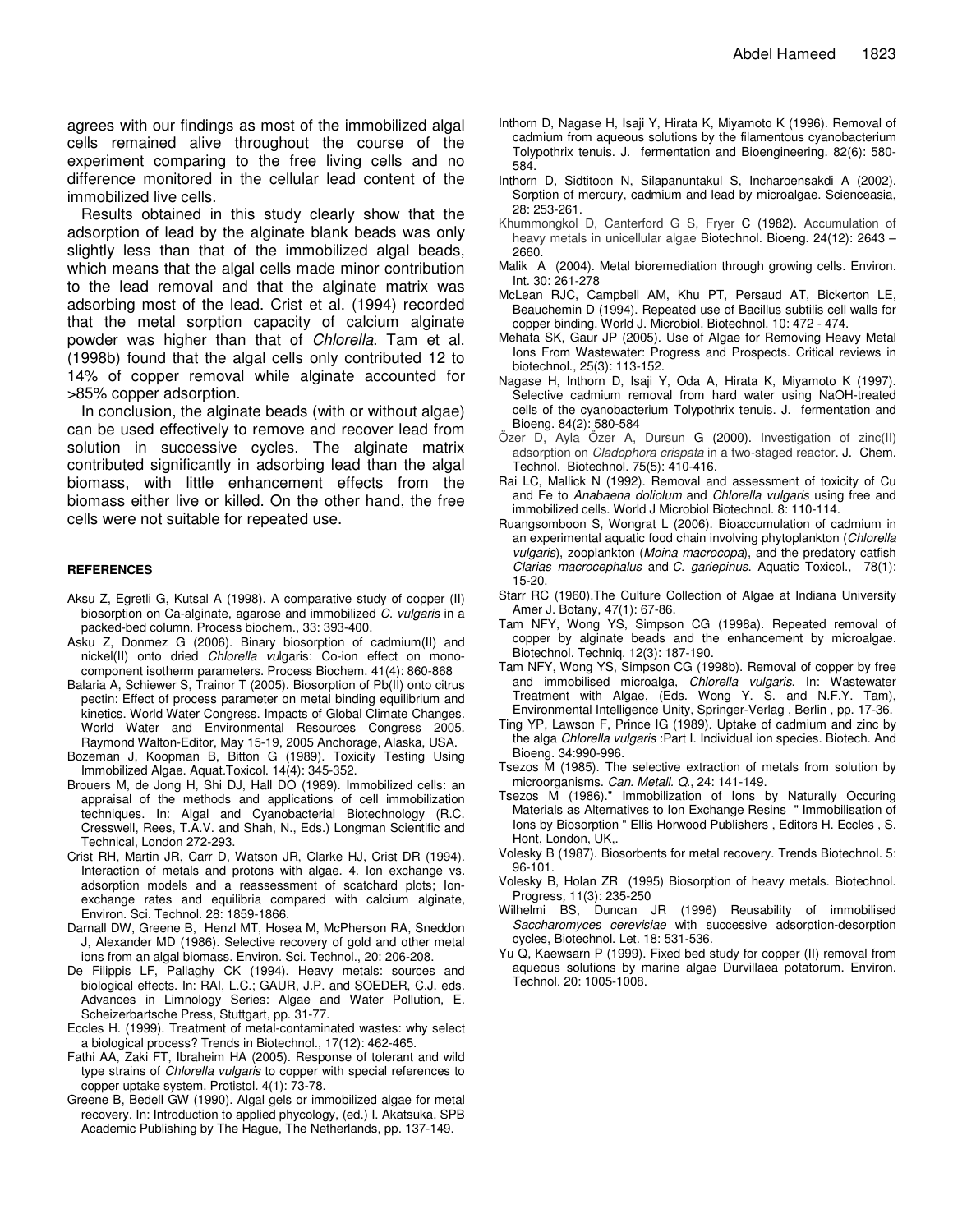agrees with our findings as most of the immobilized algal cells remained alive throughout the course of the experiment comparing to the free living cells and no difference monitored in the cellular lead content of the immobilized live cells.

Results obtained in this study clearly show that the adsorption of lead by the alginate blank beads was only slightly less than that of the immobilized algal beads, which means that the algal cells made minor contribution to the lead removal and that the alginate matrix was adsorbing most of the lead. Crist et al. (1994) recorded that the metal sorption capacity of calcium alginate powder was higher than that of *Chlorella*. Tam et al. (1998b) found that the algal cells only contributed 12 to 14% of copper removal while alginate accounted for >85% copper adsorption.

In conclusion, the alginate beads (with or without algae) can be used effectively to remove and recover lead from solution in successive cycles. The alginate matrix contributed significantly in adsorbing lead than the algal biomass, with little enhancement effects from the biomass either live or killed. On the other hand, the free cells were not suitable for repeated use.

## REFERENCES

Aksu Z, Egretli G, Kutsal A (1998). A comparative study of copper (II) biosorption on Ca-alginate, agarose and immobilized *C. vulgaris* in a packed-bed column. Process biochem., 33: 393-400.

Asku Z, Donmez G (2006). Binary biosorption of cadmium(II) and nickel(II) onto dried *Chlorella vul*garis: Co-ion effect on mono-component isotherm parameters. Process Biochem. 41(4): 860-868

Balaria A, Schiewer S, Trainor T (2005). Biosorption of Pb(II) onto citrus pectin: Effect of process parameter on metal binding equilibrium and kinetics. World Water Congress. Impacts of Global Climate Changes. World Water and Environmental Resources Congress 2005. Raymond Walton-Editor, May 15-19, 2005 Anchorage, Alaska, USA.

Bozeman J, Koopman B, Bitton G (1989). Toxicity Testing Using Immobilized Algae. Aquat.Toxicol. 14(4): 345-352.

Brouers M, de Jong H, Shi DJ, Hall DO (1989). Immobilized cells: an appraisal of the methods and applications of cell immobilization techniques. In: Algal and Cyanobacterial Biotechnology (R.C. Cresswell, Rees, T.A.V. and Shah, N., Eds.) Longman Scientific and Technical, London 272-293.

Crist RH, Martin JR, Carr D, Watson JR, Clarke HJ, Crist DR (1994). Interaction of metals and protons with algae. 4. Ion exchange vs. adsorption models and a reassessment of scatchard plots; Ion-exchange rates and equilibria compared with calcium alginate, Environ. Sci. Technol. 28: 1859-1866.

Darnall DW, Greene B, Henzl MT, Hosea M, McPherson RA, Sneddon J, Alexander MD (1986). Selective recovery of gold and other metal ions from an algal biomass. Environ. Sci. Technol., 20: 206-208.

De Filippis LF, Pallaghy CK (1994). Heavy metals: sources and biological effects. In: RAI, L.C.; GAUR, J.P. and SOEDER, C.J. eds. Advances in Limnology Series: Algae and Water Pollution, E. Scheizerbartsche Press, Stuttgart, pp. 31-77.

Eccles H. (1999). Treatment of metal-contaminated wastes: why select a biological process? Trends in Biotechnol., 17(12): 462-465.

Fathi AA, Zaki FT, Ibraheim HA (2005). Response of tolerant and wild type strains of *Chlorella vulgaris* to copper with special references to copper uptake system. Protistol. 4(1): 73-78.

Greene B, Bedell GW (1990). Algal gels or immobilized algae for metal recovery. In: Introduction to applied phycology, (ed.) I. Akatsuka. SPB Academic Publishing by The Hague, The Netherlands, pp. 137-149.

Inthorn D, Nagase H, Isaji Y, Hirata K, Miyamoto K (1996). Removal of cadmium from aqueous solutions by the filamentous cyanobacterium Tolypothrix tenuis. J. fermentation and Bioengineering. 82(6): 580-584.

Inthorn D, Sidtitoon N, Silapanuntakul S, Incharoensakdi A (2002). Sorption of mercury, cadmium and lead by microalgae. Scienceasia, 28: 253-261.

Khummongkol D, Canterford G S, Fryer C (1982). Accumulation of heavy metals in unicellular algae Biotechnol. Bioeng. 24(12): 2643 – 2660.

Malik A (2004). Metal bioremediation through growing cells. Environ. Int. 30: 261-278

McLean RJC, Campbell AM, Khu PT, Persaud AT, Bickerton LE, Beauchemin D (1994). Repeated use of Bacillus subtilis cell walls for copper binding. World J. Microbiol. Biotechnol. 10: 472 - 474.

Mehata SK, Gaur JP (2005). Use of Algae for Removing Heavy Metal Ions From Wastewater: Progress and Prospects. Critical reviews in biotechnol., 25(3): 113-152.

Nagase H, Inthorn D, Isaji Y, Oda A, Hirata K, Miyamoto K (1997). Selective cadmium removal from hard water using NaOH-treated cells of the cyanobacterium Tolypothrix tenuis. J. fermentation and Bioeng. 84(2): 580-584

Özer D, Ayla Özer A, Dursun G (2000). Investigation of zinc(II) adsorption on *Cladophora crispata* in a two-staged reactor. J. Chem. Technol. Biotechnol. 75(5): 410-416.

Rai LC, Mallick N (1992). Removal and assessment of toxicity of Cu and Fe to *Anabaena doliolum* and *Chlorella vulgaris* using free and immobilized cells. World J Microbiol Biotechnol. 8: 110-114.

Ruangsomboon S, Wongrat L (2006). Bioaccumulation of cadmium in an experimental aquatic food chain involving phytoplankton (*Chlorella vulgaris*), zooplankton (*Moina macrocopa*), and the predatory catfish *Clarias macrocephalus* and *C. gariepinus*. Aquatic Toxicol., 78(1): 15-20.

Starr RC (1960).The Culture Collection of Algae at Indiana University Amer J. Botany, 47(1): 67-86.

Tam NFY, Wong YS, Simpson CG (1998a). Repeated removal of copper by alginate beads and the enhancement by microalgae. Biotechnol. Techniq. 12(3): 187-190.

Tam NFY, Wong YS, Simpson CG (1998b). Removal of copper by free and immobilised microalga, *Chlorella vulgaris*. In: Wastewater Treatment with Algae, (Eds. Wong Y. S. and N.F.Y. Tam), Environmental Intelligence Unity, Springer-Verlag , Berlin , pp. 17-36.

Ting YP, Lawson F, Prince IG (1989). Uptake of cadmium and zinc by the alga *Chlorella vulgaris* :Part I. Individual ion species. Biotech. And Bioeng. 34:990-996.

Tsezos M (1985). The selective extraction of metals from solution by microorganisms. *Can. Metall. Q.*, 24: 141-149.

Tsezos M (1986)." Immobilization of Ions by Naturally Occuring Materials as Alternatives to Ion Exchange Resins " Immobilisation of Ions by Biosorption " Ellis Horwood Publishers , Editors H. Eccles , S. Hont, London, UK,.

Volesky B (1987). Biosorbents for metal recovery. Trends Biotechnol. 5: 96-101.

Volesky B, Holan ZR (1995) Biosorption of heavy metals. Biotechnol. Progress, 11(3): 235-250

Wilhelmi BS, Duncan JR (1996) Reusability of immobilised *Saccharomyces cerevisiae* with successive adsorption-desorption cycles, Biotechnol. Let. 18: 531-536.

Yu Q, Kaewsarn P (1999). Fixed bed study for copper (II) removal from aqueous solutions by marine algae Durvillaea potatorum. Environ. Technol. 20: 1005-1008.